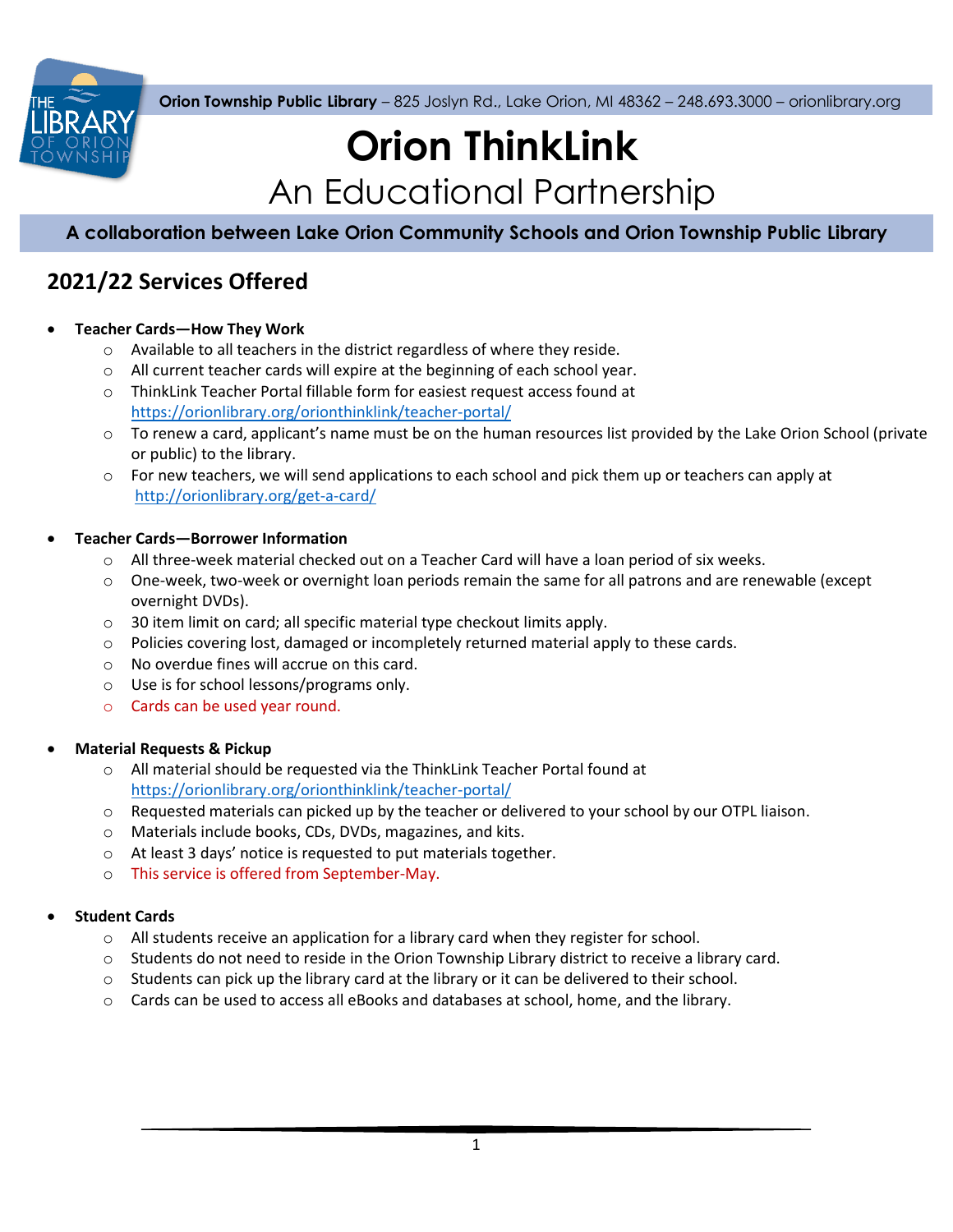**Orion Township Public Library** – 825 Joslyn Rd., Lake Orion, MI 48362 – 248.693.3000 – orionlibrary.org

# Orion ThinkLink

## An Educational Partnership

**A collaboration between Lake Orion Community Schools and Orion Township Public Library**

## 2021/22 Services Offered

- **Teacher Cards—How They Work**
  - Available to all teachers in the district regardless of where they reside.
  - All current teacher cards will expire at the beginning of each school year.
  - ThinkLink Teacher Portal fillable form for easiest request access found at https://orionlibrary.org/orionthinklink/teacher-portal/
  - To renew a card, applicant's name must be on the human resources list provided by the Lake Orion School (private or public) to the library.
  - For new teachers, we will send applications to each school and pick them up or teachers can apply at http://orionlibrary.org/get-a-card/

- **Teacher Cards—Borrower Information**
  - All three-week material checked out on a Teacher Card will have a loan period of six weeks.
  - One-week, two-week or overnight loan periods remain the same for all patrons and are renewable (except overnight DVDs).
  - 30 item limit on card; all specific material type checkout limits apply.
  - Policies covering lost, damaged or incompletely returned material apply to these cards.
  - No overdue fines will accrue on this card.
  - Use is for school lessons/programs only.
  - Cards can be used year round.

- **Material Requests & Pickup**
  - All material should be requested via the ThinkLink Teacher Portal found at https://orionlibrary.org/orionthinklink/teacher-portal/
  - Requested materials can picked up by the teacher or delivered to your school by our OTPL liaison.
  - Materials include books, CDs, DVDs, magazines, and kits.
  - At least 3 days' notice is requested to put materials together.
  - This service is offered from September-May.

- **Student Cards**
  - All students receive an application for a library card when they register for school.
  - Students do not need to reside in the Orion Township Library district to receive a library card.
  - Students can pick up the library card at the library or it can be delivered to their school.
  - Cards can be used to access all eBooks and databases at school, home, and the library.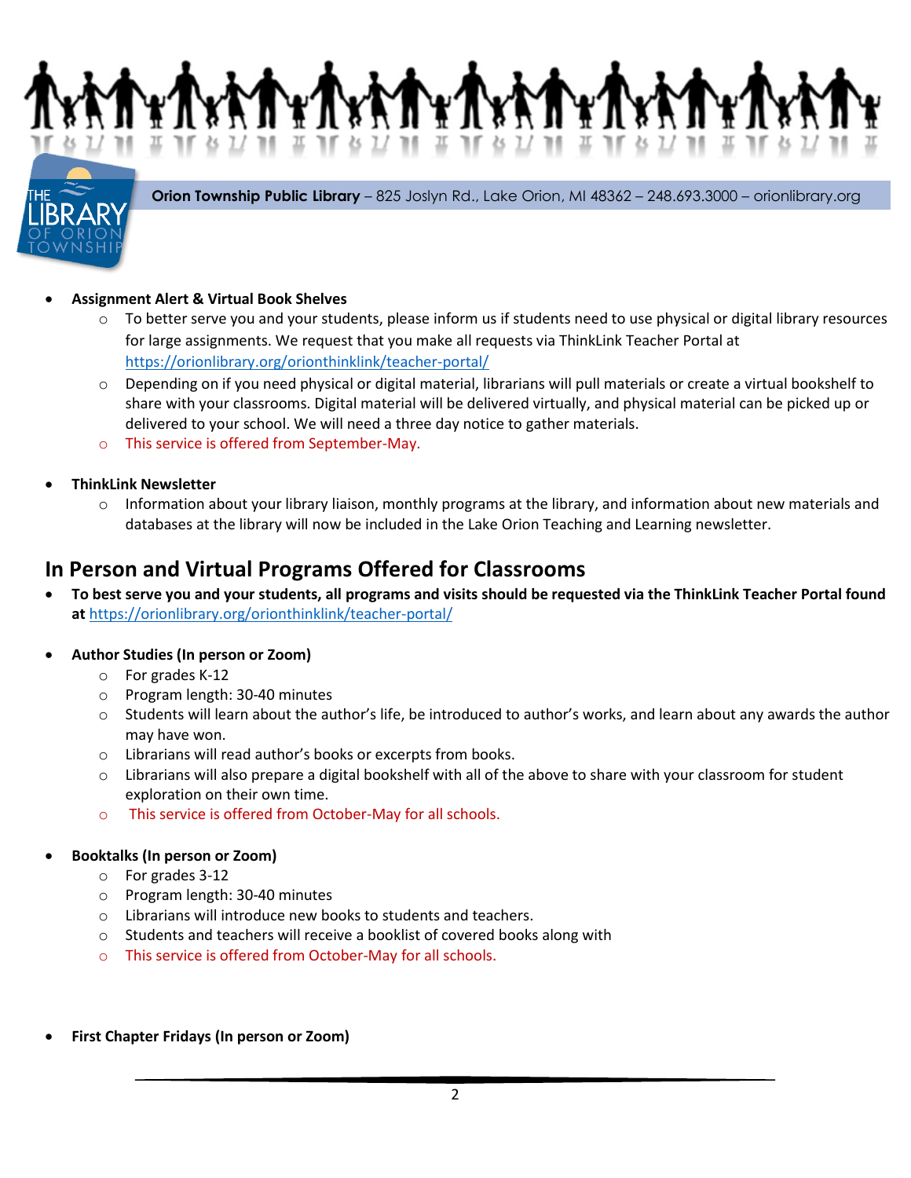- **Assignment Alert & Virtual Book Shelves**
  - To better serve you and your students, please inform us if students need to use physical or digital library resources for large assignments. We request that you make all requests via ThinkLink Teacher Portal at https://orionlibrary.org/orionthinklink/teacher-portal/
  - Depending on if you need physical or digital material, librarians will pull materials or create a virtual bookshelf to share with your classrooms. Digital material will be delivered virtually, and physical material can be picked up or delivered to your school. We will need a three day notice to gather materials.
  - This service is offered from September-May.

- **ThinkLink Newsletter**
  - Information about your library liaison, monthly programs at the library, and information about new materials and databases at the library will now be included in the Lake Orion Teaching and Learning newsletter.

## In Person and Virtual Programs Offered for Classrooms

- **To best serve you and your students, all programs and visits should be requested via the ThinkLink Teacher Portal found at** https://orionlibrary.org/orionthinklink/teacher-portal/

- **Author Studies (In person or Zoom)**
  - For grades K-12
  - Program length: 30-40 minutes
  - Students will learn about the author's life, be introduced to author's works, and learn about any awards the author may have won.
  - Librarians will read author's books or excerpts from books.
  - Librarians will also prepare a digital bookshelf with all of the above to share with your classroom for student exploration on their own time.
  - This service is offered from October-May for all schools.

- **Booktalks (In person or Zoom)**
  - For grades 3-12
  - Program length: 30-40 minutes
  - Librarians will introduce new books to students and teachers.
  - Students and teachers will receive a booklist of covered books along with
  - This service is offered from October-May for all schools.

- **First Chapter Fridays (In person or Zoom)**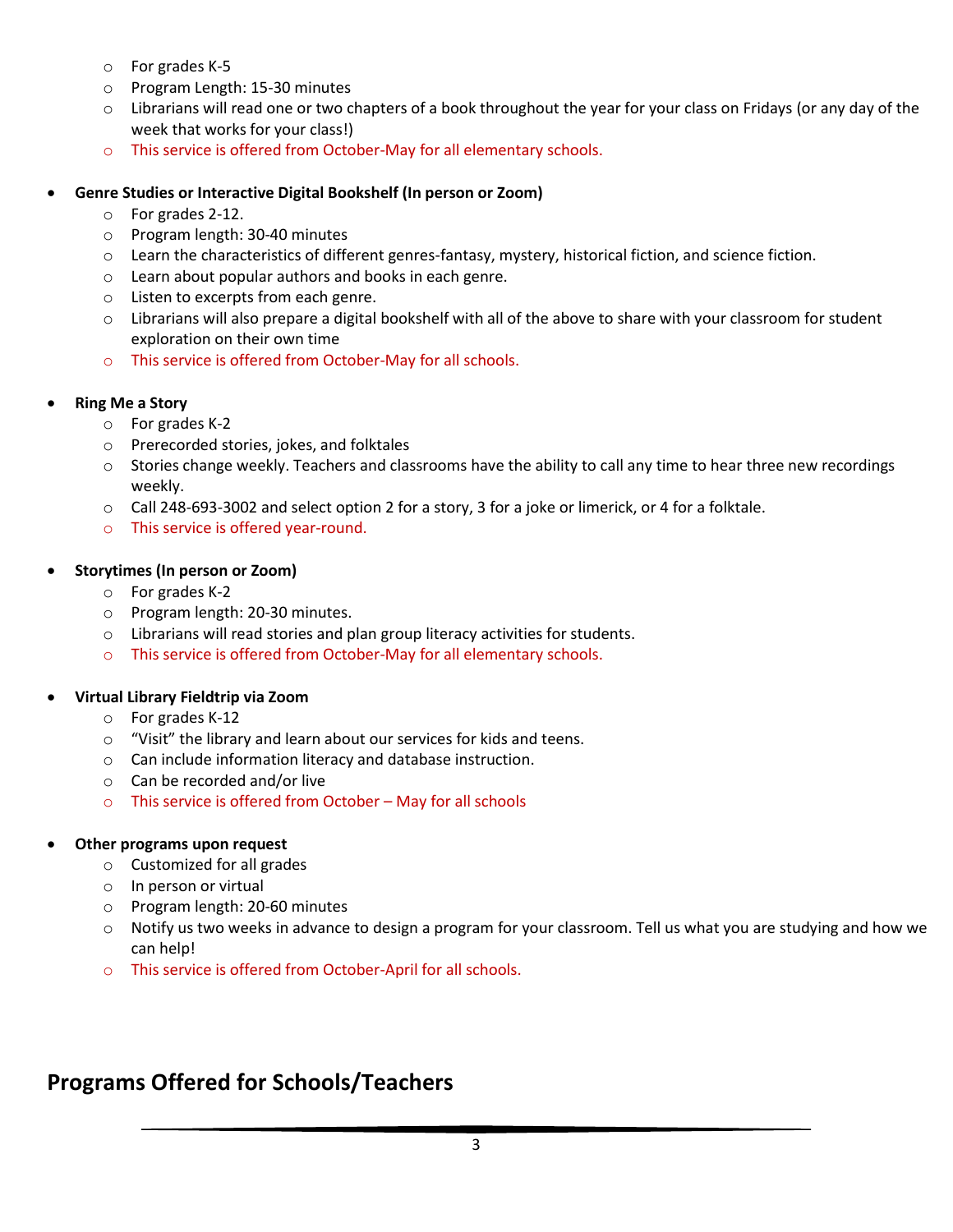- For grades K-5
  - Program Length: 15-30 minutes
  - Librarians will read one or two chapters of a book throughout the year for your class on Fridays (or any day of the week that works for your class!)
  - This service is offered from October-May for all elementary schools.

- **Genre Studies or Interactive Digital Bookshelf (In person or Zoom)**
  - For grades 2-12.
  - Program length: 30-40 minutes
  - Learn the characteristics of different genres-fantasy, mystery, historical fiction, and science fiction.
  - Learn about popular authors and books in each genre.
  - Listen to excerpts from each genre.
  - Librarians will also prepare a digital bookshelf with all of the above to share with your classroom for student exploration on their own time
  - This service is offered from October-May for all schools.

- **Ring Me a Story**
  - For grades K-2
  - Prerecorded stories, jokes, and folktales
  - Stories change weekly. Teachers and classrooms have the ability to call any time to hear three new recordings weekly.
  - Call 248-693-3002 and select option 2 for a story, 3 for a joke or limerick, or 4 for a folktale.
  - This service is offered year-round.

- **Storytimes (In person or Zoom)**
  - For grades K-2
  - Program length: 20-30 minutes.
  - Librarians will read stories and plan group literacy activities for students.
  - This service is offered from October-May for all elementary schools.

- **Virtual Library Fieldtrip via Zoom**
  - For grades K-12
  - "Visit" the library and learn about our services for kids and teens.
  - Can include information literacy and database instruction.
  - Can be recorded and/or live
  - This service is offered from October – May for all schools

- **Other programs upon request**
  - Customized for all grades
  - In person or virtual
  - Program length: 20-60 minutes
  - Notify us two weeks in advance to design a program for your classroom. Tell us what you are studying and how we can help!
  - This service is offered from October-April for all schools.

## Programs Offered for Schools/Teachers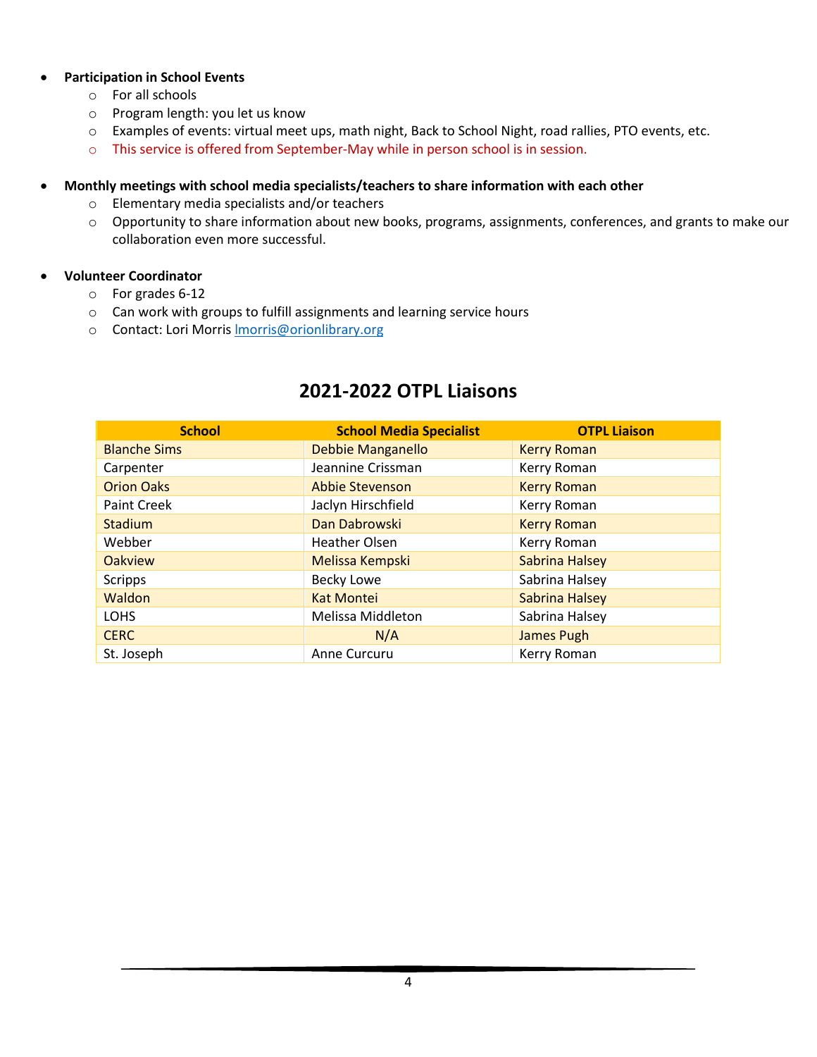- **Participation in School Events**
  - For all schools
  - Program length: you let us know
  - Examples of events: virtual meet ups, math night, Back to School Night, road rallies, PTO events, etc.
  - This service is offered from September-May while in person school is in session.

- **Monthly meetings with school media specialists/teachers to share information with each other**
  - Elementary media specialists and/or teachers
  - Opportunity to share information about new books, programs, assignments, conferences, and grants to make our collaboration even more successful.

- **Volunteer Coordinator**
  - For grades 6-12
  - Can work with groups to fulfill assignments and learning service hours
  - Contact: Lori Morris lmorris@orionlibrary.org

## 2021-2022 OTPL Liaisons

| School | School Media Specialist | OTPL Liaison |
|---|---|---|
| Blanche Sims | Debbie Manganello | Kerry Roman |
| Carpenter | Jeannine Crissman | Kerry Roman |
| Orion Oaks | Abbie Stevenson | Kerry Roman |
| Paint Creek | Jaclyn Hirschfield | Kerry Roman |
| Stadium | Dan Dabrowski | Kerry Roman |
| Webber | Heather Olsen | Kerry Roman |
| Oakview | Melissa Kempski | Sabrina Halsey |
| Scripps | Becky Lowe | Sabrina Halsey |
| Waldon | Kat Montei | Sabrina Halsey |
| LOHS | Melissa Middleton | Sabrina Halsey |
| CERC | N/A | James Pugh |
| St. Joseph | Anne Curcuru | Kerry Roman |